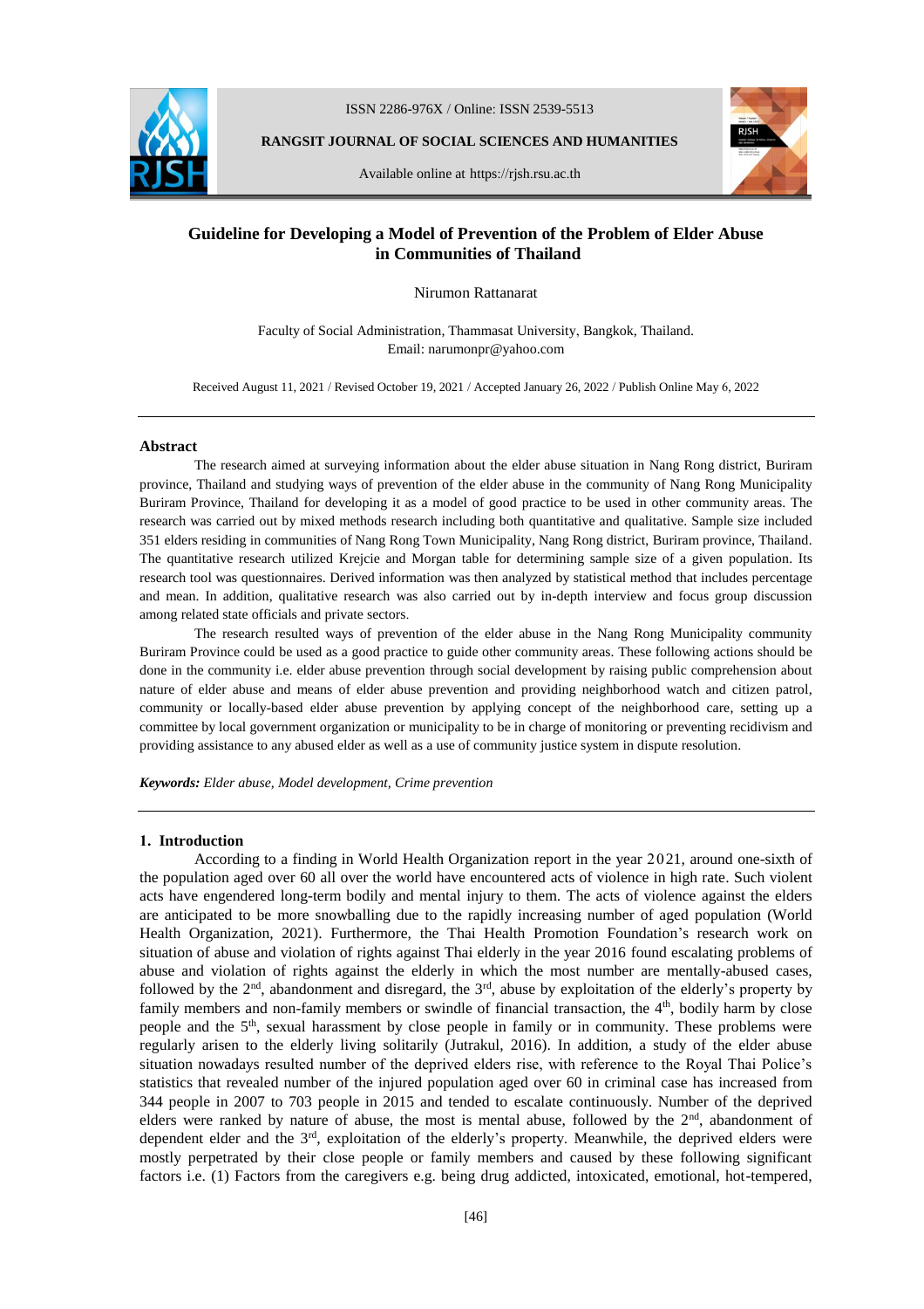# Guideline for Developing a Model of Prevention of the Problem of Elder Abuse in Communities of Thailand

Nirumon Rattanarat

Faculty of Social Administration, Thammasat University, Bangkok, Thailand.
Email: narumonpr@yahoo.com

Received August 11, 2021 / Revised October 19, 2021 / Accepted January 26, 2022 / Publish Online May 6, 2022

---

## Abstract

The research aimed at surveying information about the elder abuse situation in Nang Rong district, Buriram province, Thailand and studying ways of prevention of the elder abuse in the community of Nang Rong Municipality Buriram Province, Thailand for developing it as a model of good practice to be used in other community areas. The research was carried out by mixed methods research including both quantitative and qualitative. Sample size included 351 elders residing in communities of Nang Rong Town Municipality, Nang Rong district, Buriram province, Thailand. The quantitative research utilized Krejcie and Morgan table for determining sample size of a given population. Its research tool was questionnaires. Derived information was then analyzed by statistical method that includes percentage and mean. In addition, qualitative research was also carried out by in-depth interview and focus group discussion among related state officials and private sectors.

The research resulted ways of prevention of the elder abuse in the Nang Rong Municipality community Buriram Province could be used as a good practice to guide other community areas. These following actions should be done in the community i.e. elder abuse prevention through social development by raising public comprehension about nature of elder abuse and means of elder abuse prevention and providing neighborhood watch and citizen patrol, community or locally-based elder abuse prevention by applying concept of the neighborhood care, setting up a committee by local government organization or municipality to be in charge of monitoring or preventing recidivism and providing assistance to any abused elder as well as a use of community justice system in dispute resolution.

***Keywords:*** *Elder abuse, Model development, Crime prevention*

---

## 1. Introduction

According to a finding in World Health Organization report in the year 2021, around one-sixth of the population aged over 60 all over the world have encountered acts of violence in high rate. Such violent acts have engendered long-term bodily and mental injury to them. The acts of violence against the elders are anticipated to be more snowballing due to the rapidly increasing number of aged population (World Health Organization, 2021). Furthermore, the Thai Health Promotion Foundation's research work on situation of abuse and violation of rights against Thai elderly in the year 2016 found escalating problems of abuse and violation of rights against the elderly in which the most number are mentally-abused cases, followed by the 2nd, abandonment and disregard, the 3rd, abuse by exploitation of the elderly's property by family members and non-family members or swindle of financial transaction, the 4th, bodily harm by close people and the 5th, sexual harassment by close people in family or in community. These problems were regularly arisen to the elderly living solitarily (Jutrakul, 2016). In addition, a study of the elder abuse situation nowadays resulted number of the deprived elders rise, with reference to the Royal Thai Police's statistics that revealed number of the injured population aged over 60 in criminal case has increased from 344 people in 2007 to 703 people in 2015 and tended to escalate continuously. Number of the deprived elders were ranked by nature of abuse, the most is mental abuse, followed by the 2nd, abandonment of dependent elder and the 3rd, exploitation of the elderly's property. Meanwhile, the deprived elders were mostly perpetrated by their close people or family members and caused by these following significant factors i.e. (1) Factors from the caregivers e.g. being drug addicted, intoxicated, emotional, hot-tempered,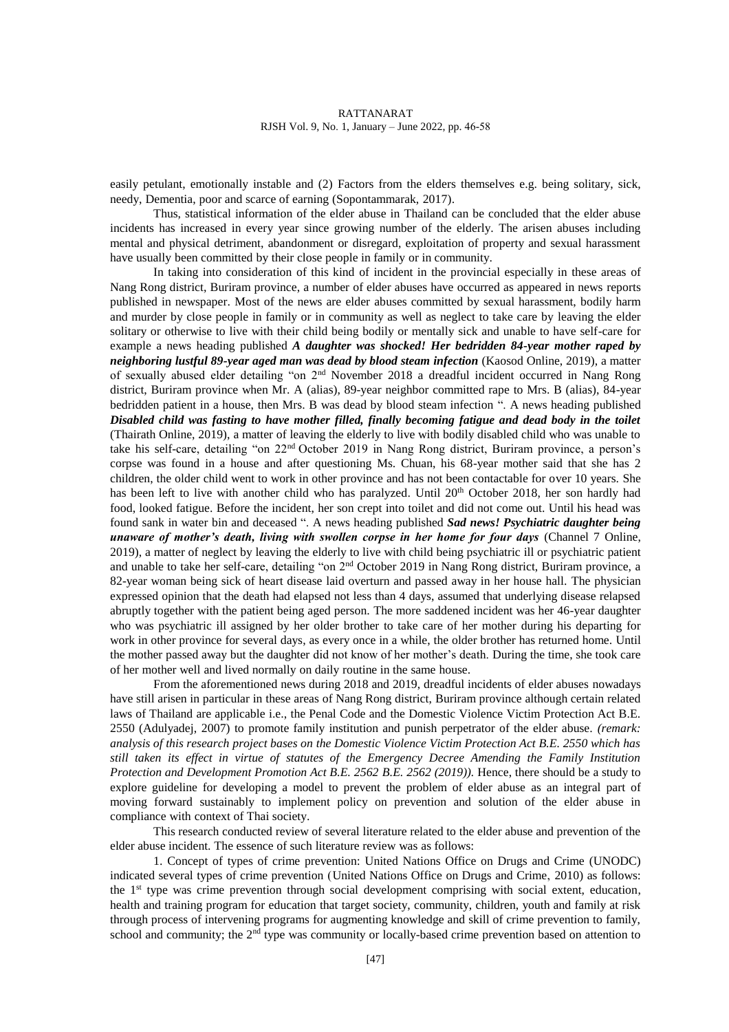easily petulant, emotionally instable and (2) Factors from the elders themselves e.g. being solitary, sick, needy, Dementia, poor and scarce of earning (Sopontammarak, 2017).

Thus, statistical information of the elder abuse in Thailand can be concluded that the elder abuse incidents has increased in every year since growing number of the elderly. The arisen abuses including mental and physical detriment, abandonment or disregard, exploitation of property and sexual harassment have usually been committed by their close people in family or in community.

In taking into consideration of this kind of incident in the provincial especially in these areas of Nang Rong district, Buriram province, a number of elder abuses have occurred as appeared in news reports published in newspaper. Most of the news are elder abuses committed by sexual harassment, bodily harm and murder by close people in family or in community as well as neglect to take care by leaving the elder solitary or otherwise to live with their child being bodily or mentally sick and unable to have self-care for example a news heading published ***A daughter was shocked! Her bedridden 84-year mother raped by neighboring lustful 89-year aged man was dead by blood steam infection*** (Kaosod Online, 2019), a matter of sexually abused elder detailing "on 2nd November 2018 a dreadful incident occurred in Nang Rong district, Buriram province when Mr. A (alias), 89-year neighbor committed rape to Mrs. B (alias), 84-year bedridden patient in a house, then Mrs. B was dead by blood steam infection ". A news heading published ***Disabled child was fasting to have mother filled, finally becoming fatigue and dead body in the toilet*** (Thairath Online, 2019), a matter of leaving the elderly to live with bodily disabled child who was unable to take his self-care, detailing "on 22nd October 2019 in Nang Rong district, Buriram province, a person's corpse was found in a house and after questioning Ms. Chuan, his 68-year mother said that she has 2 children, the older child went to work in other province and has not been contactable for over 10 years. She has been left to live with another child who has paralyzed. Until 20th October 2018, her son hardly had food, looked fatigue. Before the incident, her son crept into toilet and did not come out. Until his head was found sank in water bin and deceased ". A news heading published ***Sad news! Psychiatric daughter being unaware of mother's death, living with swollen corpse in her home for four days*** (Channel 7 Online, 2019), a matter of neglect by leaving the elderly to live with child being psychiatric ill or psychiatric patient and unable to take her self-care, detailing "on 2nd October 2019 in Nang Rong district, Buriram province, a 82-year woman being sick of heart disease laid overturn and passed away in her house hall. The physician expressed opinion that the death had elapsed not less than 4 days, assumed that underlying disease relapsed abruptly together with the patient being aged person. The more saddened incident was her 46-year daughter who was psychiatric ill assigned by her older brother to take care of her mother during his departing for work in other province for several days, as every once in a while, the older brother has returned home. Until the mother passed away but the daughter did not know of her mother's death. During the time, she took care of her mother well and lived normally on daily routine in the same house.

From the aforementioned news during 2018 and 2019, dreadful incidents of elder abuses nowadays have still arisen in particular in these areas of Nang Rong district, Buriram province although certain related laws of Thailand are applicable i.e., the Penal Code and the Domestic Violence Victim Protection Act B.E. 2550 (Adulyadej, 2007) to promote family institution and punish perpetrator of the elder abuse. ***(remark: analysis of this research project bases on the Domestic Violence Victim Protection Act B.E. 2550 which has still taken its effect in virtue of statutes of the Emergency Decree Amending the Family Institution Protection and Development Promotion Act B.E. 2562 B.E. 2562 (2019)).*** Hence, there should be a study to explore guideline for developing a model to prevent the problem of elder abuse as an integral part of moving forward sustainably to implement policy on prevention and solution of the elder abuse in compliance with context of Thai society.

This research conducted review of several literature related to the elder abuse and prevention of the elder abuse incident. The essence of such literature review was as follows:

1. Concept of types of crime prevention: United Nations Office on Drugs and Crime (UNODC) indicated several types of crime prevention (United Nations Office on Drugs and Crime, 2010) as follows: the 1st type was crime prevention through social development comprising with social extent, education, health and training program for education that target society, community, children, youth and family at risk through process of intervening programs for augmenting knowledge and skill of crime prevention to family, school and community; the 2nd type was community or locally-based crime prevention based on attention to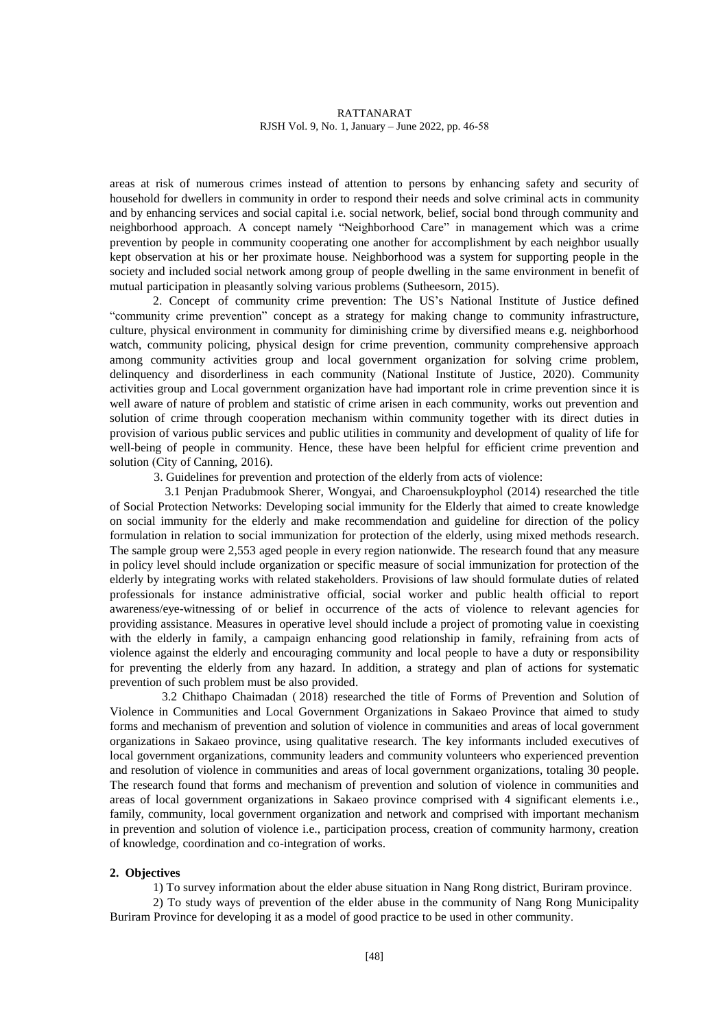areas at risk of numerous crimes instead of attention to persons by enhancing safety and security of household for dwellers in community in order to respond their needs and solve criminal acts in community and by enhancing services and social capital i.e. social network, belief, social bond through community and neighborhood approach. A concept namely "Neighborhood Care" in management which was a crime prevention by people in community cooperating one another for accomplishment by each neighbor usually kept observation at his or her proximate house. Neighborhood was a system for supporting people in the society and included social network among group of people dwelling in the same environment in benefit of mutual participation in pleasantly solving various problems (Sutheesorn, 2015).

2. Concept of community crime prevention: The US's National Institute of Justice defined "community crime prevention" concept as a strategy for making change to community infrastructure, culture, physical environment in community for diminishing crime by diversified means e.g. neighborhood watch, community policing, physical design for crime prevention, community comprehensive approach among community activities group and local government organization for solving crime problem, delinquency and disorderliness in each community (National Institute of Justice, 2020). Community activities group and Local government organization have had important role in crime prevention since it is well aware of nature of problem and statistic of crime arisen in each community, works out prevention and solution of crime through cooperation mechanism within community together with its direct duties in provision of various public services and public utilities in community and development of quality of life for well-being of people in community. Hence, these have been helpful for efficient crime prevention and solution (City of Canning, 2016).

3. Guidelines for prevention and protection of the elderly from acts of violence:

3.1 Penjan Pradubmook Sherer, Wongyai, and Charoensukployphol (2014) researched the title of Social Protection Networks: Developing social immunity for the Elderly that aimed to create knowledge on social immunity for the elderly and make recommendation and guideline for direction of the policy formulation in relation to social immunization for protection of the elderly, using mixed methods research. The sample group were 2,553 aged people in every region nationwide. The research found that any measure in policy level should include organization or specific measure of social immunization for protection of the elderly by integrating works with related stakeholders. Provisions of law should formulate duties of related professionals for instance administrative official, social worker and public health official to report awareness/eye-witnessing of or belief in occurrence of the acts of violence to relevant agencies for providing assistance. Measures in operative level should include a project of promoting value in coexisting with the elderly in family, a campaign enhancing good relationship in family, refraining from acts of violence against the elderly and encouraging community and local people to have a duty or responsibility for preventing the elderly from any hazard. In addition, a strategy and plan of actions for systematic prevention of such problem must be also provided.

3.2 Chithapo Chaimadan ( 2018) researched the title of Forms of Prevention and Solution of Violence in Communities and Local Government Organizations in Sakaeo Province that aimed to study forms and mechanism of prevention and solution of violence in communities and areas of local government organizations in Sakaeo province, using qualitative research. The key informants included executives of local government organizations, community leaders and community volunteers who experienced prevention and resolution of violence in communities and areas of local government organizations, totaling 30 people. The research found that forms and mechanism of prevention and solution of violence in communities and areas of local government organizations in Sakaeo province comprised with 4 significant elements i.e., family, community, local government organization and network and comprised with important mechanism in prevention and solution of violence i.e., participation process, creation of community harmony, creation of knowledge, coordination and co-integration of works.

## 2. Objectives

1) To survey information about the elder abuse situation in Nang Rong district, Buriram province.

2) To study ways of prevention of the elder abuse in the community of Nang Rong Municipality Buriram Province for developing it as a model of good practice to be used in other community.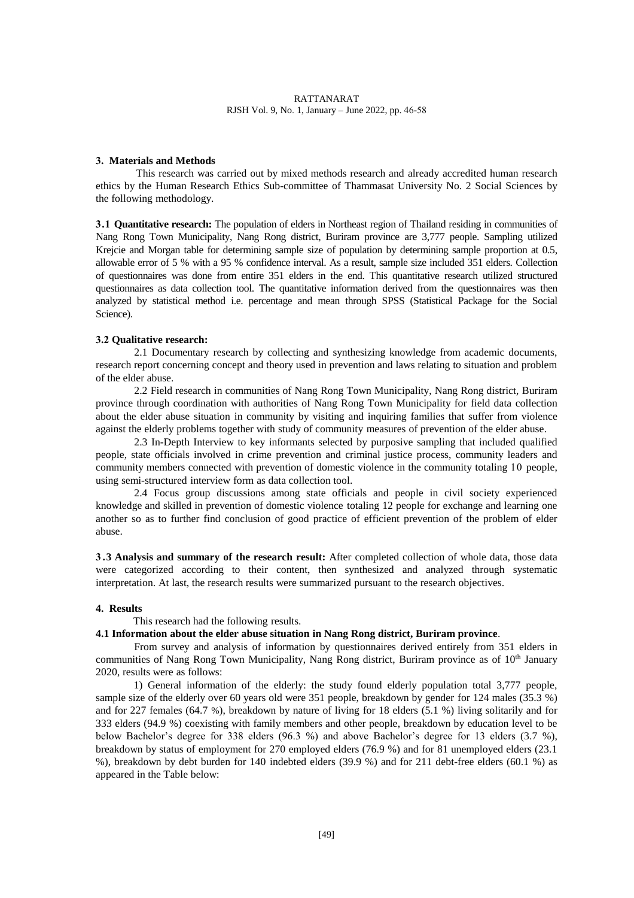## 3. Materials and Methods

This research was carried out by mixed methods research and already accredited human research ethics by the Human Research Ethics Sub-committee of Thammasat University No. 2 Social Sciences by the following methodology.

**3.1 Quantitative research:** The population of elders in Northeast region of Thailand residing in communities of Nang Rong Town Municipality, Nang Rong district, Buriram province are 3,777 people. Sampling utilized Krejcie and Morgan table for determining sample size of population by determining sample proportion at 0.5, allowable error of 5 % with a 95 % confidence interval. As a result, sample size included 351 elders. Collection of questionnaires was done from entire 351 elders in the end. This quantitative research utilized structured questionnaires as data collection tool. The quantitative information derived from the questionnaires was then analyzed by statistical method i.e. percentage and mean through SPSS (Statistical Package for the Social Science).

**3.2 Qualitative research:**

2.1 Documentary research by collecting and synthesizing knowledge from academic documents, research report concerning concept and theory used in prevention and laws relating to situation and problem of the elder abuse.

2.2 Field research in communities of Nang Rong Town Municipality, Nang Rong district, Buriram province through coordination with authorities of Nang Rong Town Municipality for field data collection about the elder abuse situation in community by visiting and inquiring families that suffer from violence against the elderly problems together with study of community measures of prevention of the elder abuse.

2.3 In-Depth Interview to key informants selected by purposive sampling that included qualified people, state officials involved in crime prevention and criminal justice process, community leaders and community members connected with prevention of domestic violence in the community totaling 10 people, using semi-structured interview form as data collection tool.

2.4 Focus group discussions among state officials and people in civil society experienced knowledge and skilled in prevention of domestic violence totaling 12 people for exchange and learning one another so as to further find conclusion of good practice of efficient prevention of the problem of elder abuse.

**3.3 Analysis and summary of the research result:** After completed collection of whole data, those data were categorized according to their content, then synthesized and analyzed through systematic interpretation. At last, the research results were summarized pursuant to the research objectives.

## 4. Results

This research had the following results.

**4.1 Information about the elder abuse situation in Nang Rong district, Buriram province**.

From survey and analysis of information by questionnaires derived entirely from 351 elders in communities of Nang Rong Town Municipality, Nang Rong district, Buriram province as of 10th January 2020, results were as follows:

1) General information of the elderly: the study found elderly population total 3,777 people, sample size of the elderly over 60 years old were 351 people, breakdown by gender for 124 males (35.3 %) and for 227 females (64.7 %), breakdown by nature of living for 18 elders (5.1 %) living solitarily and for 333 elders (94.9 %) coexisting with family members and other people, breakdown by education level to be below Bachelor's degree for 338 elders (96.3 %) and above Bachelor's degree for 13 elders (3.7 %), breakdown by status of employment for 270 employed elders (76.9 %) and for 81 unemployed elders (23.1 %), breakdown by debt burden for 140 indebted elders (39.9 %) and for 211 debt-free elders (60.1 %) as appeared in the Table below: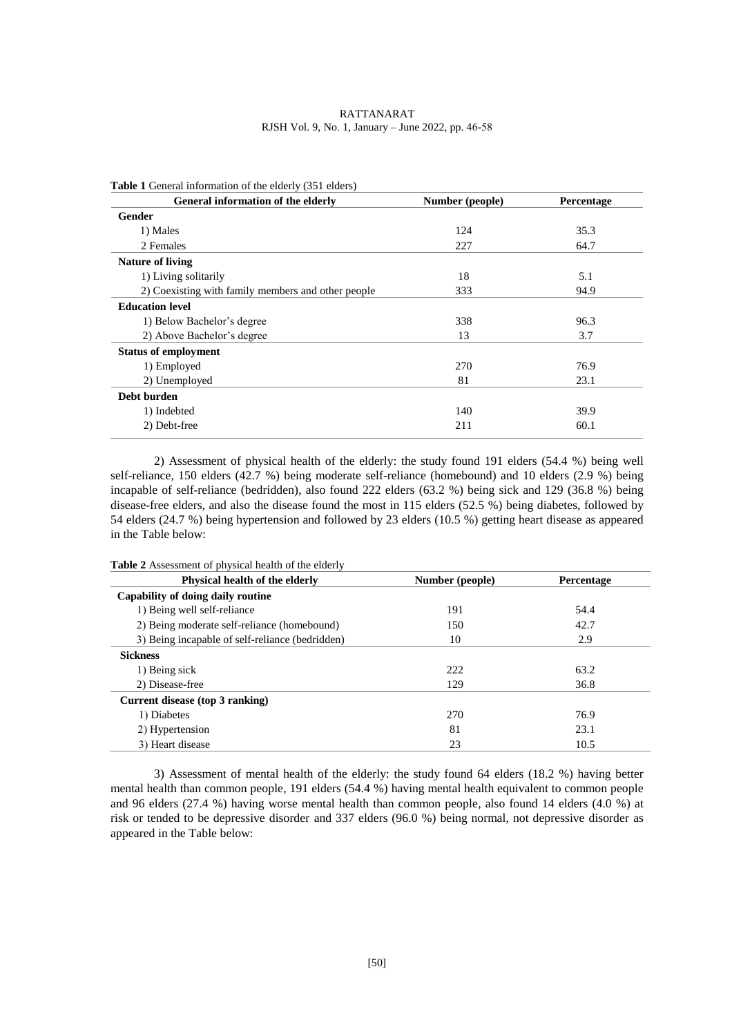**Table 1** General information of the elderly (351 elders)

| General information of the elderly | Number (people) | Percentage |
|---|---|---|
| **Gender** | | |
| 1) Males | 124 | 35.3 |
| 2 Females | 227 | 64.7 |
| **Nature of living** | | |
| 1) Living solitarily | 18 | 5.1 |
| 2) Coexisting with family members and other people | 333 | 94.9 |
| **Education level** | | |
| 1) Below Bachelor's degree | 338 | 96.3 |
| 2) Above Bachelor's degree | 13 | 3.7 |
| **Status of employment** | | |
| 1) Employed | 270 | 76.9 |
| 2) Unemployed | 81 | 23.1 |
| **Debt burden** | | |
| 1) Indebted | 140 | 39.9 |
| 2) Debt-free | 211 | 60.1 |

2) Assessment of physical health of the elderly: the study found 191 elders (54.4 %) being well self-reliance, 150 elders (42.7 %) being moderate self-reliance (homebound) and 10 elders (2.9 %) being incapable of self-reliance (bedridden), also found 222 elders (63.2 %) being sick and 129 (36.8 %) being disease-free elders, and also the disease found the most in 115 elders (52.5 %) being diabetes, followed by 54 elders (24.7 %) being hypertension and followed by 23 elders (10.5 %) getting heart disease as appeared in the Table below:

**Table 2** Assessment of physical health of the elderly

| Physical health of the elderly | Number (people) | Percentage |
|---|---|---|
| **Capability of doing daily routine** | | |
| 1) Being well self-reliance | 191 | 54.4 |
| 2) Being moderate self-reliance (homebound) | 150 | 42.7 |
| 3) Being incapable of self-reliance (bedridden) | 10 | 2.9 |
| **Sickness** | | |
| 1) Being sick | 222 | 63.2 |
| 2) Disease-free | 129 | 36.8 |
| **Current disease (top 3 ranking)** | | |
| 1) Diabetes | 270 | 76.9 |
| 2) Hypertension | 81 | 23.1 |
| 3) Heart disease | 23 | 10.5 |

3) Assessment of mental health of the elderly: the study found 64 elders (18.2 %) having better mental health than common people, 191 elders (54.4 %) having mental health equivalent to common people and 96 elders (27.4 %) having worse mental health than common people, also found 14 elders (4.0 %) at risk or tended to be depressive disorder and 337 elders (96.0 %) being normal, not depressive disorder as appeared in the Table below: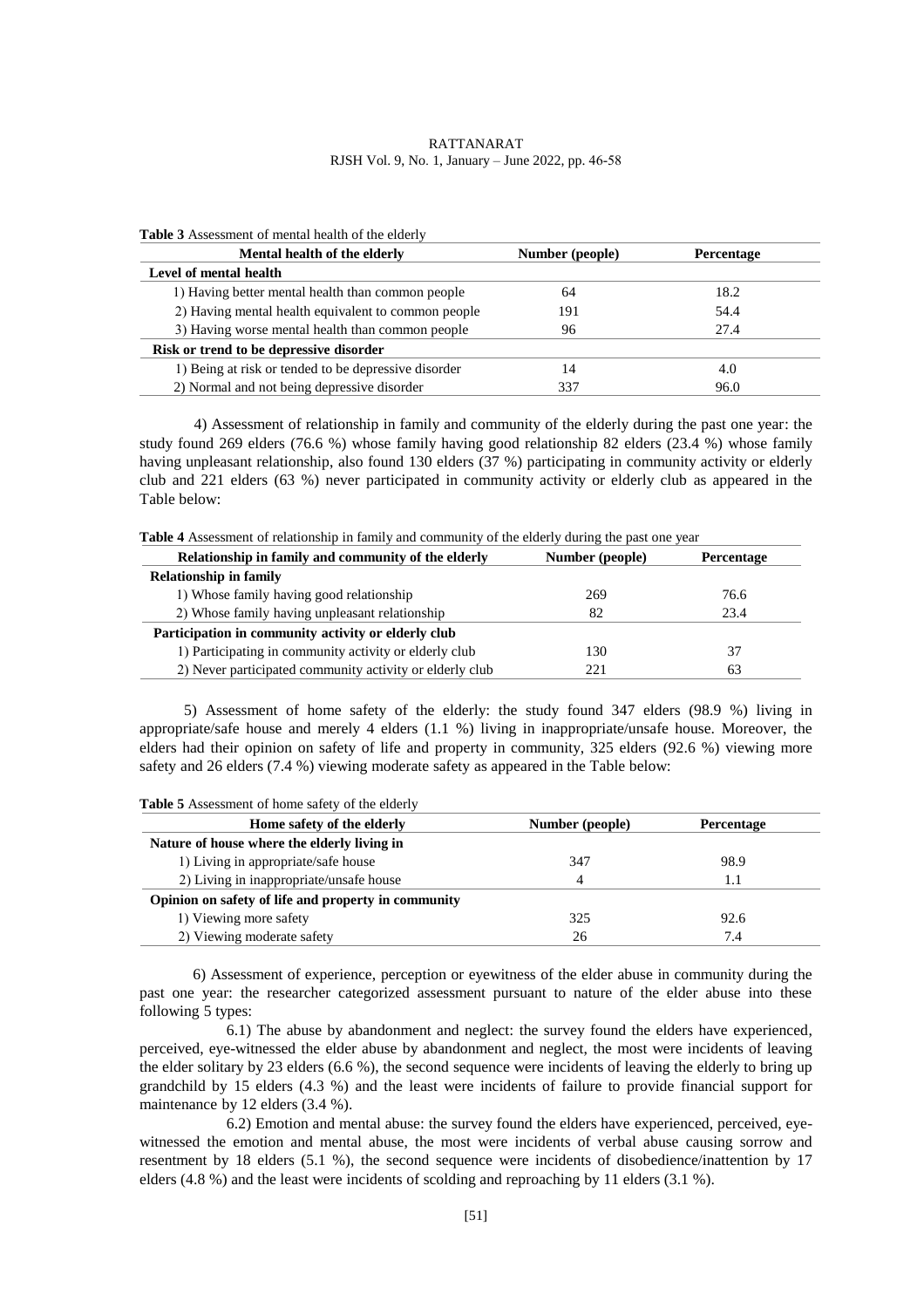**Table 3** Assessment of mental health of the elderly

| Mental health of the elderly | Number (people) | Percentage |
|---|---|---|
| **Level of mental health** | | |
| 1) Having better mental health than common people | 64 | 18.2 |
| 2) Having mental health equivalent to common people | 191 | 54.4 |
| 3) Having worse mental health than common people | 96 | 27.4 |
| **Risk or trend to be depressive disorder** | | |
| 1) Being at risk or tended to be depressive disorder | 14 | 4.0 |
| 2) Normal and not being depressive disorder | 337 | 96.0 |

4) Assessment of relationship in family and community of the elderly during the past one year: the study found 269 elders (76.6 %) whose family having good relationship 82 elders (23.4 %) whose family having unpleasant relationship, also found 130 elders (37 %) participating in community activity or elderly club and 221 elders (63 %) never participated in community activity or elderly club as appeared in the Table below:

**Table 4** Assessment of relationship in family and community of the elderly during the past one year

| Relationship in family and community of the elderly | Number (people) | Percentage |
|---|---|---|
| **Relationship in family** | | |
| 1) Whose family having good relationship | 269 | 76.6 |
| 2) Whose family having unpleasant relationship | 82 | 23.4 |
| **Participation in community activity or elderly club** | | |
| 1) Participating in community activity or elderly club | 130 | 37 |
| 2) Never participated community activity or elderly club | 221 | 63 |

5) Assessment of home safety of the elderly: the study found 347 elders (98.9 %) living in appropriate/safe house and merely 4 elders (1.1 %) living in inappropriate/unsafe house. Moreover, the elders had their opinion on safety of life and property in community, 325 elders (92.6 %) viewing more safety and 26 elders (7.4 %) viewing moderate safety as appeared in the Table below:

**Table 5** Assessment of home safety of the elderly

| Home safety of the elderly | Number (people) | Percentage |
|---|---|---|
| **Nature of house where the elderly living in** | | |
| 1) Living in appropriate/safe house | 347 | 98.9 |
| 2) Living in inappropriate/unsafe house | 4 | 1.1 |
| **Opinion on safety of life and property in community** | | |
| 1) Viewing more safety | 325 | 92.6 |
| 2) Viewing moderate safety | 26 | 7.4 |

6) Assessment of experience, perception or eyewitness of the elder abuse in community during the past one year: the researcher categorized assessment pursuant to nature of the elder abuse into these following 5 types:

6.1) The abuse by abandonment and neglect: the survey found the elders have experienced, perceived, eye-witnessed the elder abuse by abandonment and neglect, the most were incidents of leaving the elder solitary by 23 elders (6.6 %), the second sequence were incidents of leaving the elderly to bring up grandchild by 15 elders (4.3 %) and the least were incidents of failure to provide financial support for maintenance by 12 elders (3.4 %).

6.2) Emotion and mental abuse: the survey found the elders have experienced, perceived, eye-witnessed the emotion and mental abuse, the most were incidents of verbal abuse causing sorrow and resentment by 18 elders (5.1 %), the second sequence were incidents of disobedience/inattention by 17 elders (4.8 %) and the least were incidents of scolding and reproaching by 11 elders (3.1 %).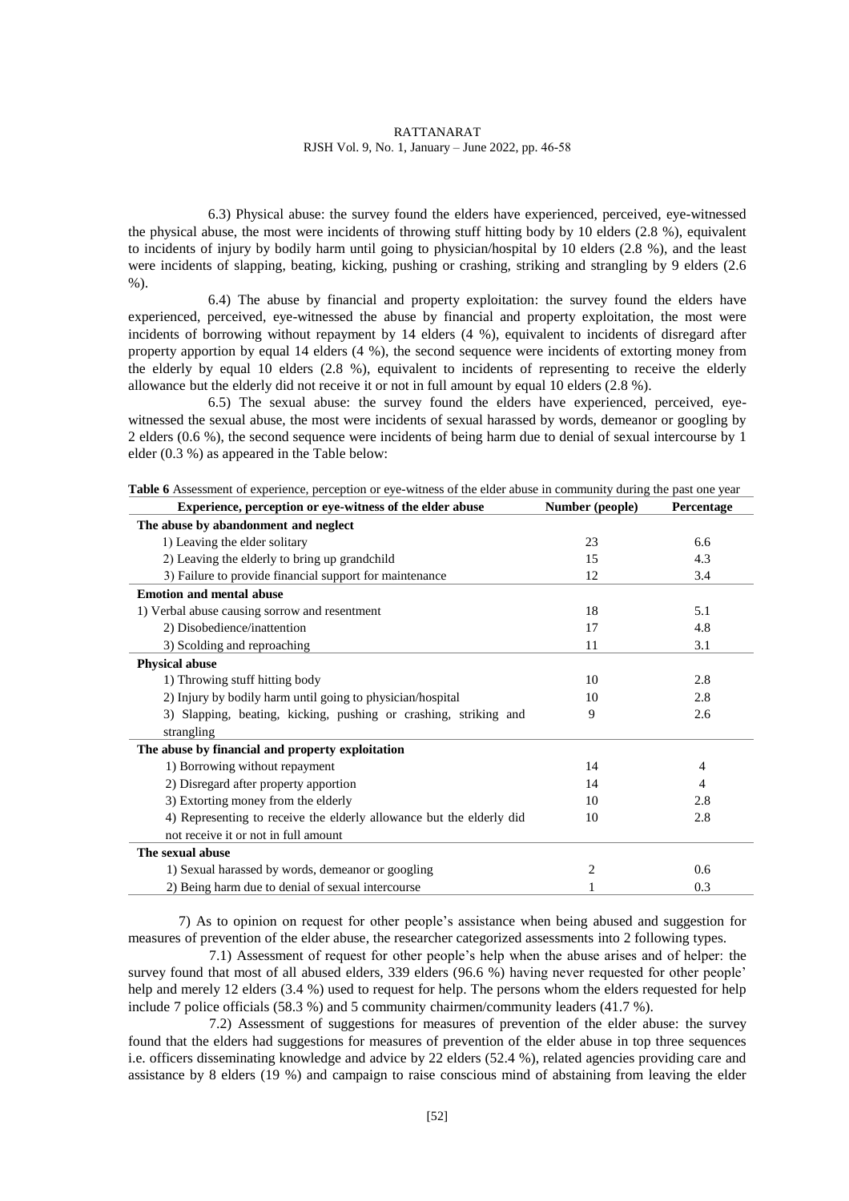6.3) Physical abuse: the survey found the elders have experienced, perceived, eye-witnessed the physical abuse, the most were incidents of throwing stuff hitting body by 10 elders (2.8 %), equivalent to incidents of injury by bodily harm until going to physician/hospital by 10 elders (2.8 %), and the least were incidents of slapping, beating, kicking, pushing or crashing, striking and strangling by 9 elders (2.6 %).

6.4) The abuse by financial and property exploitation: the survey found the elders have experienced, perceived, eye-witnessed the abuse by financial and property exploitation, the most were incidents of borrowing without repayment by 14 elders (4 %), equivalent to incidents of disregard after property apportion by equal 14 elders (4 %), the second sequence were incidents of extorting money from the elderly by equal 10 elders (2.8 %), equivalent to incidents of representing to receive the elderly allowance but the elderly did not receive it or not in full amount by equal 10 elders (2.8 %).

6.5) The sexual abuse: the survey found the elders have experienced, perceived, eye-witnessed the sexual abuse, the most were incidents of sexual harassed by words, demeanor or googling by 2 elders (0.6 %), the second sequence were incidents of being harm due to denial of sexual intercourse by 1 elder (0.3 %) as appeared in the Table below:

**Table 6** Assessment of experience, perception or eye-witness of the elder abuse in community during the past one year

| Experience, perception or eye-witness of the elder abuse | Number (people) | Percentage |
|---|---|---|
| **The abuse by abandonment and neglect** | | |
| 1) Leaving the elder solitary | 23 | 6.6 |
| 2) Leaving the elderly to bring up grandchild | 15 | 4.3 |
| 3) Failure to provide financial support for maintenance | 12 | 3.4 |
| **Emotion and mental abuse** | | |
| 1) Verbal abuse causing sorrow and resentment | 18 | 5.1 |
| 2) Disobedience/inattention | 17 | 4.8 |
| 3) Scolding and reproaching | 11 | 3.1 |
| **Physical abuse** | | |
| 1) Throwing stuff hitting body | 10 | 2.8 |
| 2) Injury by bodily harm until going to physician/hospital | 10 | 2.8 |
| 3) Slapping, beating, kicking, pushing or crashing, striking and strangling | 9 | 2.6 |
| **The abuse by financial and property exploitation** | | |
| 1) Borrowing without repayment | 14 | 4 |
| 2) Disregard after property apportion | 14 | 4 |
| 3) Extorting money from the elderly | 10 | 2.8 |
| 4) Representing to receive the elderly allowance but the elderly did not receive it or not in full amount | 10 | 2.8 |
| **The sexual abuse** | | |
| 1) Sexual harassed by words, demeanor or googling | 2 | 0.6 |
| 2) Being harm due to denial of sexual intercourse | 1 | 0.3 |

7) As to opinion on request for other people's assistance when being abused and suggestion for measures of prevention of the elder abuse, the researcher categorized assessments into 2 following types.

7.1) Assessment of request for other people's help when the abuse arises and of helper: the survey found that most of all abused elders, 339 elders (96.6 %) having never requested for other people' help and merely 12 elders (3.4 %) used to request for help. The persons whom the elders requested for help include 7 police officials (58.3 %) and 5 community chairmen/community leaders (41.7 %).

7.2) Assessment of suggestions for measures of prevention of the elder abuse: the survey found that the elders had suggestions for measures of prevention of the elder abuse in top three sequences i.e. officers disseminating knowledge and advice by 22 elders (52.4 %), related agencies providing care and assistance by 8 elders (19 %) and campaign to raise conscious mind of abstaining from leaving the elder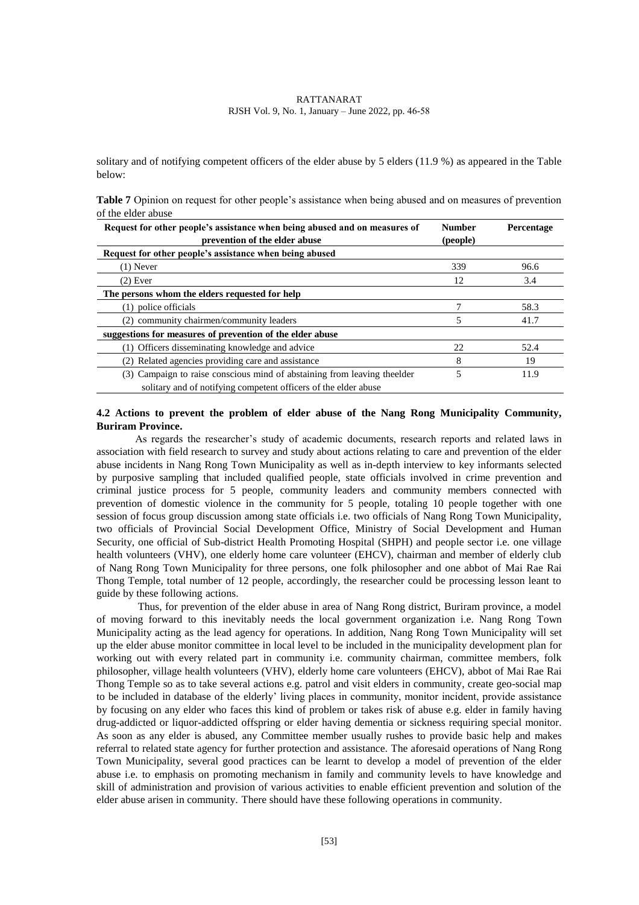solitary and of notifying competent officers of the elder abuse by 5 elders (11.9 %) as appeared in the Table below:

**Table 7** Opinion on request for other people's assistance when being abused and on measures of prevention of the elder abuse

| Request for other people's assistance when being abused and on measures of prevention of the elder abuse | Number (people) | Percentage |
|---|---|---|
| **Request for other people's assistance when being abused** | | |
| (1) Never | 339 | 96.6 |
| (2) Ever | 12 | 3.4 |
| **The persons whom the elders requested for help** | | |
| (1) police officials | 7 | 58.3 |
| (2) community chairmen/community leaders | 5 | 41.7 |
| **suggestions for measures of prevention of the elder abuse** | | |
| (1) Officers disseminating knowledge and advice | 22 | 52.4 |
| (2) Related agencies providing care and assistance | 8 | 19 |
| (3) Campaign to raise conscious mind of abstaining from leaving theelder solitary and of notifying competent officers of the elder abuse | 5 | 11.9 |

### 4.2 Actions to prevent the problem of elder abuse of the Nang Rong Municipality Community, Buriram Province.

As regards the researcher's study of academic documents, research reports and related laws in association with field research to survey and study about actions relating to care and prevention of the elder abuse incidents in Nang Rong Town Municipality as well as in-depth interview to key informants selected by purposive sampling that included qualified people, state officials involved in crime prevention and criminal justice process for 5 people, community leaders and community members connected with prevention of domestic violence in the community for 5 people, totaling 10 people together with one session of focus group discussion among state officials i.e. two officials of Nang Rong Town Municipality, two officials of Provincial Social Development Office, Ministry of Social Development and Human Security, one official of Sub-district Health Promoting Hospital (SHPH) and people sector i.e. one village health volunteers (VHV), one elderly home care volunteer (EHCV), chairman and member of elderly club of Nang Rong Town Municipality for three persons, one folk philosopher and one abbot of Mai Rae Rai Thong Temple, total number of 12 people, accordingly, the researcher could be processing lesson leant to guide by these following actions.

Thus, for prevention of the elder abuse in area of Nang Rong district, Buriram province, a model of moving forward to this inevitably needs the local government organization i.e. Nang Rong Town Municipality acting as the lead agency for operations. In addition, Nang Rong Town Municipality will set up the elder abuse monitor committee in local level to be included in the municipality development plan for working out with every related part in community i.e. community chairman, committee members, folk philosopher, village health volunteers (VHV), elderly home care volunteers (EHCV), abbot of Mai Rae Rai Thong Temple so as to take several actions e.g. patrol and visit elders in community, create geo-social map to be included in database of the elderly' living places in community, monitor incident, provide assistance by focusing on any elder who faces this kind of problem or takes risk of abuse e.g. elder in family having drug-addicted or liquor-addicted offspring or elder having dementia or sickness requiring special monitor. As soon as any elder is abused, any Committee member usually rushes to provide basic help and makes referral to related state agency for further protection and assistance. The aforesaid operations of Nang Rong Town Municipality, several good practices can be learnt to develop a model of prevention of the elder abuse i.e. to emphasis on promoting mechanism in family and community levels to have knowledge and skill of administration and provision of various activities to enable efficient prevention and solution of the elder abuse arisen in community. There should have these following operations in community.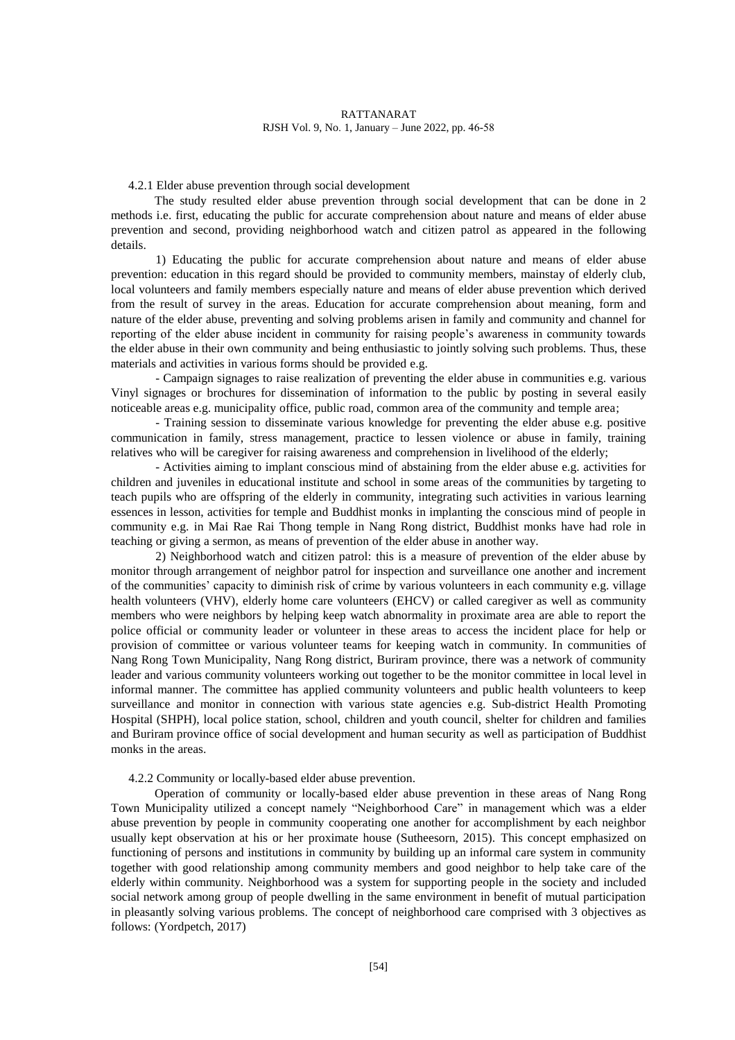#### 4.2.1 Elder abuse prevention through social development

The study resulted elder abuse prevention through social development that can be done in 2 methods i.e. first, educating the public for accurate comprehension about nature and means of elder abuse prevention and second, providing neighborhood watch and citizen patrol as appeared in the following details.

1) Educating the public for accurate comprehension about nature and means of elder abuse prevention: education in this regard should be provided to community members, mainstay of elderly club, local volunteers and family members especially nature and means of elder abuse prevention which derived from the result of survey in the areas. Education for accurate comprehension about meaning, form and nature of the elder abuse, preventing and solving problems arisen in family and community and channel for reporting of the elder abuse incident in community for raising people's awareness in community towards the elder abuse in their own community and being enthusiastic to jointly solving such problems. Thus, these materials and activities in various forms should be provided e.g.

- Campaign signages to raise realization of preventing the elder abuse in communities e.g. various Vinyl signages or brochures for dissemination of information to the public by posting in several easily noticeable areas e.g. municipality office, public road, common area of the community and temple area;
- Training session to disseminate various knowledge for preventing the elder abuse e.g. positive communication in family, stress management, practice to lessen violence or abuse in family, training relatives who will be caregiver for raising awareness and comprehension in livelihood of the elderly;
- Activities aiming to implant conscious mind of abstaining from the elder abuse e.g. activities for children and juveniles in educational institute and school in some areas of the communities by targeting to teach pupils who are offspring of the elderly in community, integrating such activities in various learning essences in lesson, activities for temple and Buddhist monks in implanting the conscious mind of people in community e.g. in Mai Rae Rai Thong temple in Nang Rong district, Buddhist monks have had role in teaching or giving a sermon, as means of prevention of the elder abuse in another way.

2) Neighborhood watch and citizen patrol: this is a measure of prevention of the elder abuse by monitor through arrangement of neighbor patrol for inspection and surveillance one another and increment of the communities' capacity to diminish risk of crime by various volunteers in each community e.g. village health volunteers (VHV), elderly home care volunteers (EHCV) or called caregiver as well as community members who were neighbors by helping keep watch abnormality in proximate area are able to report the police official or community leader or volunteer in these areas to access the incident place for help or provision of committee or various volunteer teams for keeping watch in community. In communities of Nang Rong Town Municipality, Nang Rong district, Buriram province, there was a network of community leader and various community volunteers working out together to be the monitor committee in local level in informal manner. The committee has applied community volunteers and public health volunteers to keep surveillance and monitor in connection with various state agencies e.g. Sub-district Health Promoting Hospital (SHPH), local police station, school, children and youth council, shelter for children and families and Buriram province office of social development and human security as well as participation of Buddhist monks in the areas.

#### 4.2.2 Community or locally-based elder abuse prevention.

Operation of community or locally-based elder abuse prevention in these areas of Nang Rong Town Municipality utilized a concept namely "Neighborhood Care" in management which was a elder abuse prevention by people in community cooperating one another for accomplishment by each neighbor usually kept observation at his or her proximate house (Sutheesorn, 2015). This concept emphasized on functioning of persons and institutions in community by building up an informal care system in community together with good relationship among community members and good neighbor to help take care of the elderly within community. Neighborhood was a system for supporting people in the society and included social network among group of people dwelling in the same environment in benefit of mutual participation in pleasantly solving various problems. The concept of neighborhood care comprised with 3 objectives as follows: (Yordpetch, 2017)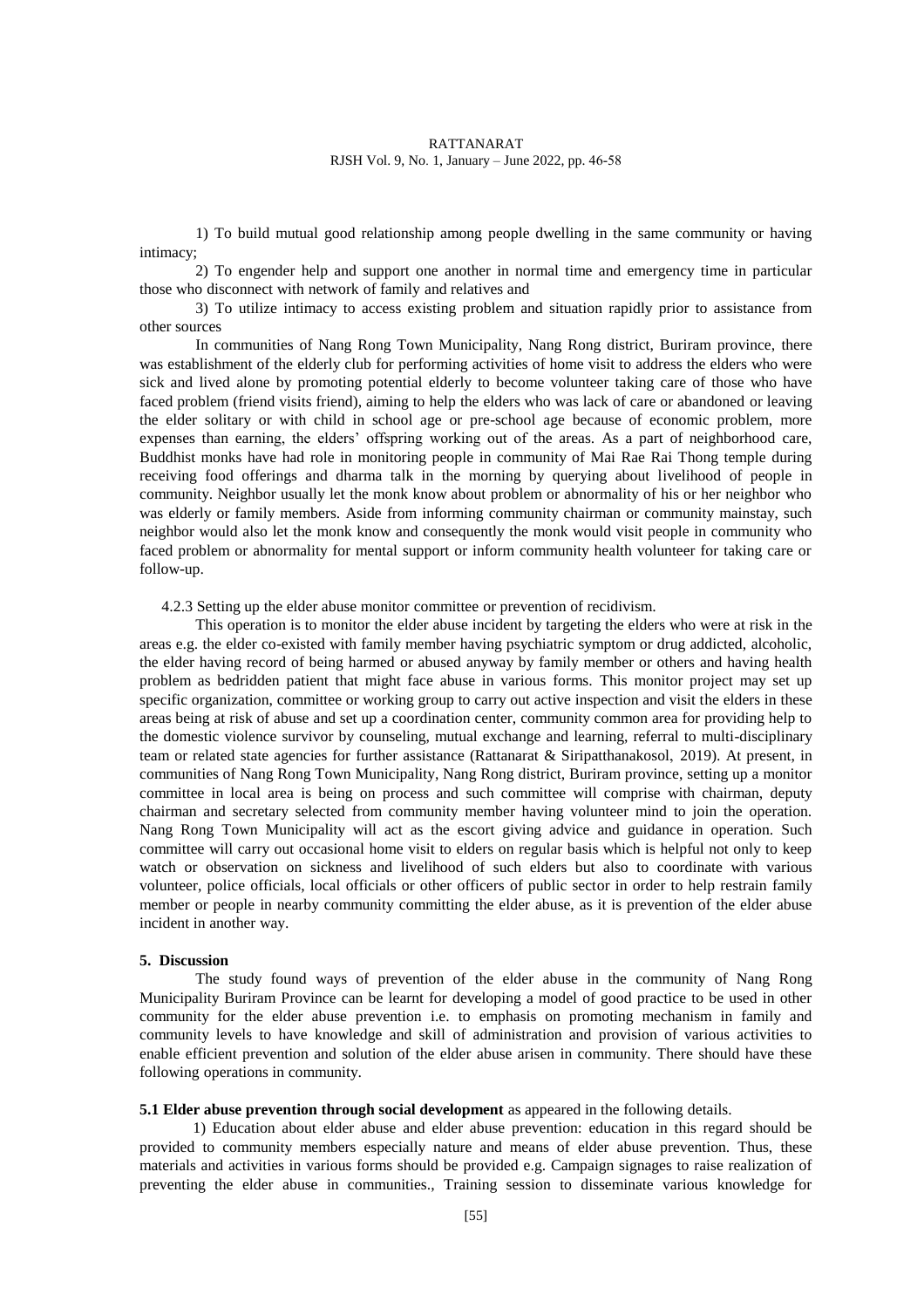1) To build mutual good relationship among people dwelling in the same community or having intimacy;

2) To engender help and support one another in normal time and emergency time in particular those who disconnect with network of family and relatives and

3) To utilize intimacy to access existing problem and situation rapidly prior to assistance from other sources

In communities of Nang Rong Town Municipality, Nang Rong district, Buriram province, there was establishment of the elderly club for performing activities of home visit to address the elders who were sick and lived alone by promoting potential elderly to become volunteer taking care of those who have faced problem (friend visits friend), aiming to help the elders who was lack of care or abandoned or leaving the elder solitary or with child in school age or pre-school age because of economic problem, more expenses than earning, the elders' offspring working out of the areas. As a part of neighborhood care, Buddhist monks have had role in monitoring people in community of Mai Rae Rai Thong temple during receiving food offerings and dharma talk in the morning by querying about livelihood of people in community. Neighbor usually let the monk know about problem or abnormality of his or her neighbor who was elderly or family members. Aside from informing community chairman or community mainstay, such neighbor would also let the monk know and consequently the monk would visit people in community who faced problem or abnormality for mental support or inform community health volunteer for taking care or follow-up.

4.2.3 Setting up the elder abuse monitor committee or prevention of recidivism.

This operation is to monitor the elder abuse incident by targeting the elders who were at risk in the areas e.g. the elder co-existed with family member having psychiatric symptom or drug addicted, alcoholic, the elder having record of being harmed or abused anyway by family member or others and having health problem as bedridden patient that might face abuse in various forms. This monitor project may set up specific organization, committee or working group to carry out active inspection and visit the elders in these areas being at risk of abuse and set up a coordination center, community common area for providing help to the domestic violence survivor by counseling, mutual exchange and learning, referral to multi-disciplinary team or related state agencies for further assistance (Rattanarat & Siripatthanakosol, 2019). At present, in communities of Nang Rong Town Municipality, Nang Rong district, Buriram province, setting up a monitor committee in local area is being on process and such committee will comprise with chairman, deputy chairman and secretary selected from community member having volunteer mind to join the operation. Nang Rong Town Municipality will act as the escort giving advice and guidance in operation. Such committee will carry out occasional home visit to elders on regular basis which is helpful not only to keep watch or observation on sickness and livelihood of such elders but also to coordinate with various volunteer, police officials, local officials or other officers of public sector in order to help restrain family member or people in nearby community committing the elder abuse, as it is prevention of the elder abuse incident in another way.

## 5. Discussion

The study found ways of prevention of the elder abuse in the community of Nang Rong Municipality Buriram Province can be learnt for developing a model of good practice to be used in other community for the elder abuse prevention i.e. to emphasis on promoting mechanism in family and community levels to have knowledge and skill of administration and provision of various activities to enable efficient prevention and solution of the elder abuse arisen in community. There should have these following operations in community.

**5.1 Elder abuse prevention through social development** as appeared in the following details.

1) Education about elder abuse and elder abuse prevention: education in this regard should be provided to community members especially nature and means of elder abuse prevention. Thus, these materials and activities in various forms should be provided e.g. Campaign signages to raise realization of preventing the elder abuse in communities., Training session to disseminate various knowledge for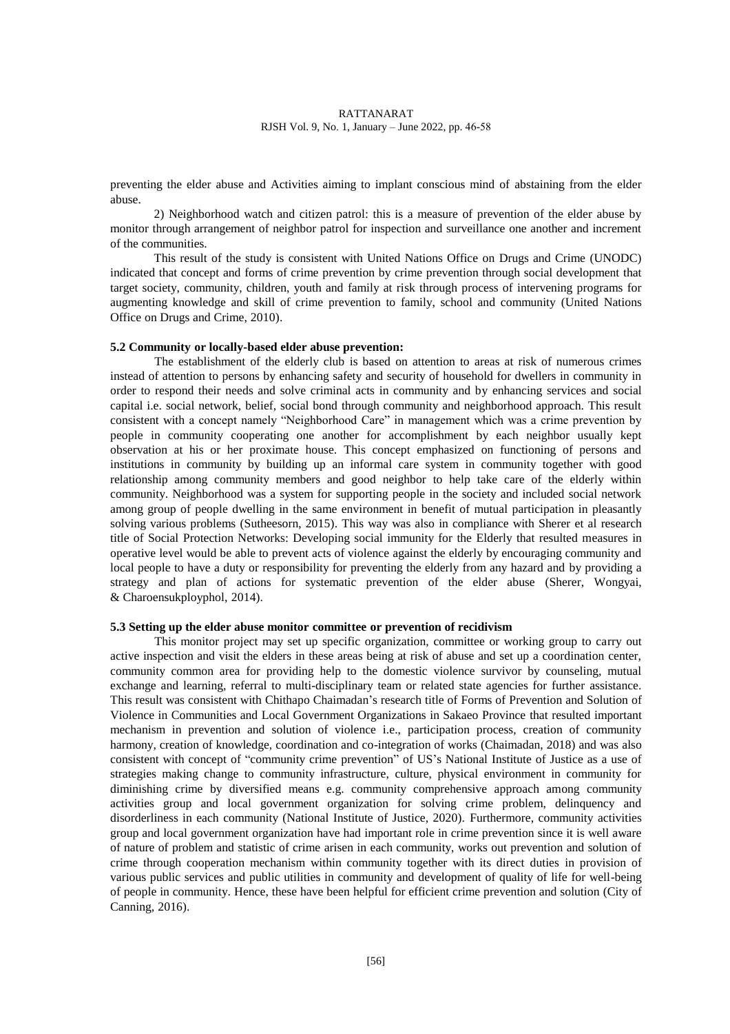preventing the elder abuse and Activities aiming to implant conscious mind of abstaining from the elder abuse.

2) Neighborhood watch and citizen patrol: this is a measure of prevention of the elder abuse by monitor through arrangement of neighbor patrol for inspection and surveillance one another and increment of the communities.

This result of the study is consistent with United Nations Office on Drugs and Crime (UNODC) indicated that concept and forms of crime prevention by crime prevention through social development that target society, community, children, youth and family at risk through process of intervening programs for augmenting knowledge and skill of crime prevention to family, school and community (United Nations Office on Drugs and Crime, 2010).

### 5.2 Community or locally-based elder abuse prevention:

The establishment of the elderly club is based on attention to areas at risk of numerous crimes instead of attention to persons by enhancing safety and security of household for dwellers in community in order to respond their needs and solve criminal acts in community and by enhancing services and social capital i.e. social network, belief, social bond through community and neighborhood approach. This result consistent with a concept namely "Neighborhood Care" in management which was a crime prevention by people in community cooperating one another for accomplishment by each neighbor usually kept observation at his or her proximate house. This concept emphasized on functioning of persons and institutions in community by building up an informal care system in community together with good relationship among community members and good neighbor to help take care of the elderly within community. Neighborhood was a system for supporting people in the society and included social network among group of people dwelling in the same environment in benefit of mutual participation in pleasantly solving various problems (Sutheesorn, 2015). This way was also in compliance with Sherer et al research title of Social Protection Networks: Developing social immunity for the Elderly that resulted measures in operative level would be able to prevent acts of violence against the elderly by encouraging community and local people to have a duty or responsibility for preventing the elderly from any hazard and by providing a strategy and plan of actions for systematic prevention of the elder abuse (Sherer, Wongyai, & Charoensukploypho, 2014).

### 5.3 Setting up the elder abuse monitor committee or prevention of recidivism

This monitor project may set up specific organization, committee or working group to carry out active inspection and visit the elders in these areas being at risk of abuse and set up a coordination center, community common area for providing help to the domestic violence survivor by counseling, mutual exchange and learning, referral to multi-disciplinary team or related state agencies for further assistance. This result was consistent with Chithapo Chaimadan's research title of Forms of Prevention and Solution of Violence in Communities and Local Government Organizations in Sakaeo Province that resulted important mechanism in prevention and solution of violence i.e., participation process, creation of community harmony, creation of knowledge, coordination and co-integration of works (Chaimadan, 2018) and was also consistent with concept of "community crime prevention" of US's National Institute of Justice as a use of strategies making change to community infrastructure, culture, physical environment in community for diminishing crime by diversified means e.g. community comprehensive approach among community activities group and local government organization for solving crime problem, delinquency and disorderliness in each community (National Institute of Justice, 2020). Furthermore, community activities group and local government organization have had important role in crime prevention since it is well aware of nature of problem and statistic of crime arisen in each community, works out prevention and solution of crime through cooperation mechanism within community together with its direct duties in provision of various public services and public utilities in community and development of quality of life for well-being of people in community. Hence, these have been helpful for efficient crime prevention and solution (City of Canning, 2016).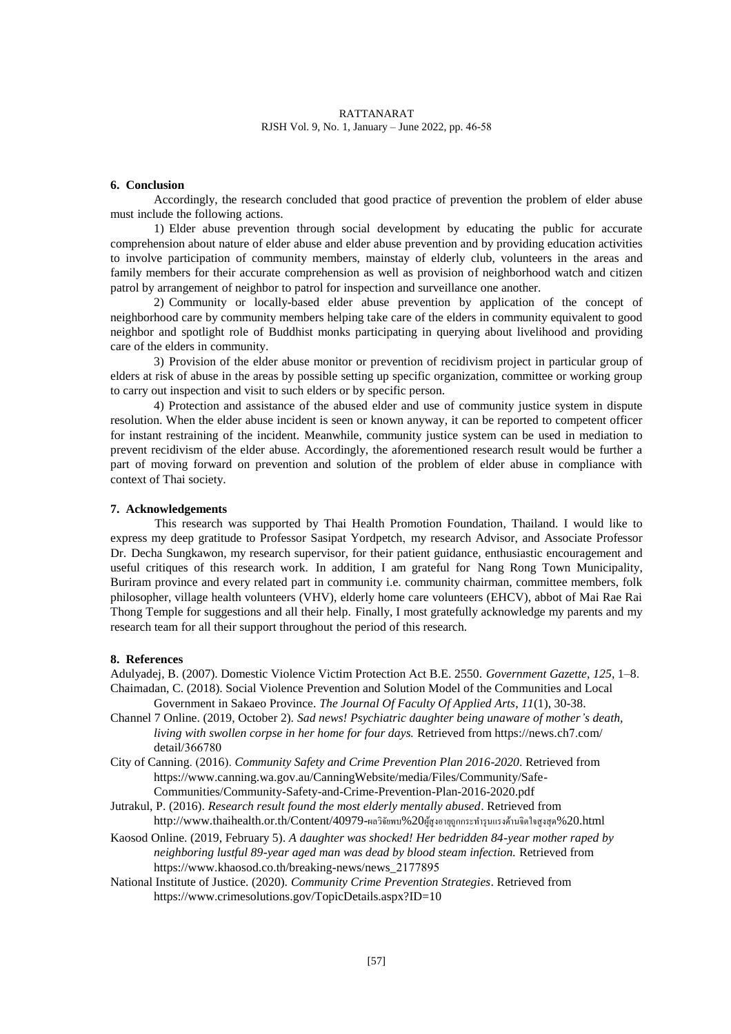## 6. Conclusion

Accordingly, the research concluded that good practice of prevention the problem of elder abuse must include the following actions.

1) Elder abuse prevention through social development by educating the public for accurate comprehension about nature of elder abuse and elder abuse prevention and by providing education activities to involve participation of community members, mainstay of elderly club, volunteers in the areas and family members for their accurate comprehension as well as provision of neighborhood watch and citizen patrol by arrangement of neighbor to patrol for inspection and surveillance one another.

2) Community or locally-based elder abuse prevention by application of the concept of neighborhood care by community members helping take care of the elders in community equivalent to good neighbor and spotlight role of Buddhist monks participating in querying about livelihood and providing care of the elders in community.

3) Provision of the elder abuse monitor or prevention of recidivism project in particular group of elders at risk of abuse in the areas by possible setting up specific organization, committee or working group to carry out inspection and visit to such elders or by specific person.

4) Protection and assistance of the abused elder and use of community justice system in dispute resolution. When the elder abuse incident is seen or known anyway, it can be reported to competent officer for instant restraining of the incident. Meanwhile, community justice system can be used in mediation to prevent recidivism of the elder abuse. Accordingly, the aforementioned research result would be further a part of moving forward on prevention and solution of the problem of elder abuse in compliance with context of Thai society.

## 7. Acknowledgements

This research was supported by Thai Health Promotion Foundation, Thailand. I would like to express my deep gratitude to Professor Sasipat Yordpetch, my research Advisor, and Associate Professor Dr. Decha Sungkawon, my research supervisor, for their patient guidance, enthusiastic encouragement and useful critiques of this research work. In addition, I am grateful for Nang Rong Town Municipality, Buriram province and every related part in community i.e. community chairman, committee members, folk philosopher, village health volunteers (VHV), elderly home care volunteers (EHCV), abbot of Mai Rae Rai Thong Temple for suggestions and all their help. Finally, I most gratefully acknowledge my parents and my research team for all their support throughout the period of this research.

## 8. References

Adulyadej, B. (2007). Domestic Violence Victim Protection Act B.E. 2550. *Government Gazette*, *125*, 1–8.

Chaimadan, C. (2018). Social Violence Prevention and Solution Model of the Communities and Local Government in Sakaeo Province. *The Journal Of Faculty Of Applied Arts*, *11*(1), 30-38.

Channel 7 Online. (2019, October 2). *Sad news! Psychiatric daughter being unaware of mother's death, living with swollen corpse in her home for four days.* Retrieved from https://news.ch7.com/detail/366780

City of Canning. (2016). *Community Safety and Crime Prevention Plan 2016-2020*. Retrieved from https://www.canning.wa.gov.au/CanningWebsite/media/Files/Community/Safe-Communities/Community-Safety-and-Crime-Prevention-Plan-2016-2020.pdf

Jutrakul, P. (2016). *Research result found the most elderly mentally abused*. Retrieved from http://www.thaihealth.or.th/Content/40979-ผลวิจัยพบ%20ผู้สูงอายุถูกกระทำรุนแรงด้านจิตใจสูงสุด%20.html

Kaosod Online. (2019, February 5). *A daughter was shocked! Her bedridden 84-year mother raped by neighboring lustful 89-year aged man was dead by blood steam infection.* Retrieved from https://www.khaosod.co.th/breaking-news/news_2177895

National Institute of Justice. (2020). *Community Crime Prevention Strategies*. Retrieved from https://www.crimesolutions.gov/TopicDetails.aspx?ID=10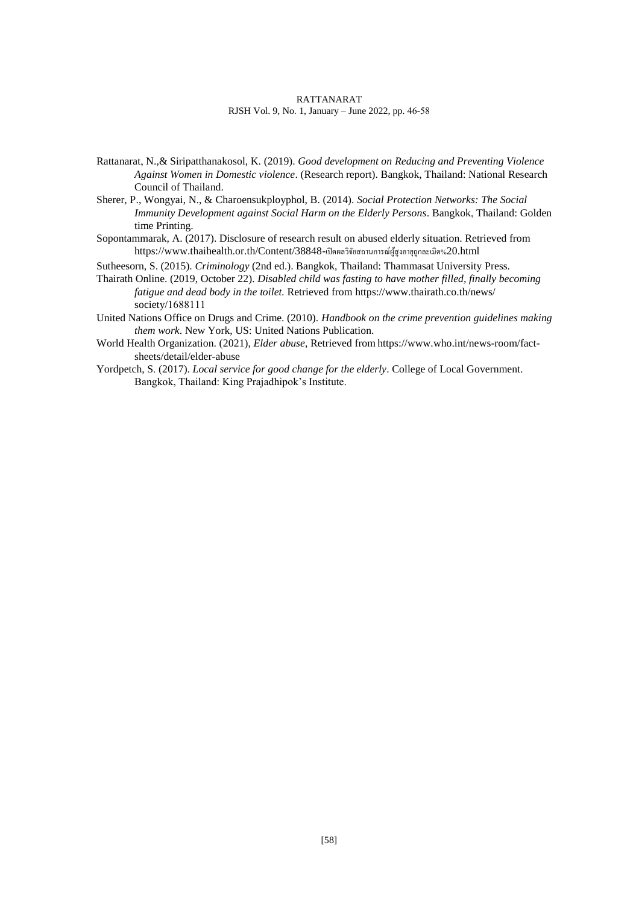Rattanarat, N.,& Siripatthanakosol, K. (2019). *Good development on Reducing and Preventing Violence Against Women in Domestic violence*. (Research report). Bangkok, Thailand: National Research Council of Thailand.

Sherer, P., Wongyai, N., & Charoensukploypho l, B. (2014). *Social Protection Networks: The Social Immunity Development against Social Harm on the Elderly Persons*. Bangkok, Thailand: Golden time Printing.

Sopontammarak, A. (2017). Disclosure of research result on abused elderly situation. Retrieved from https://www.thaihealth.or.th/Content/38848-เปิดผลวิจัยสถานการณ์ผู้สูงอายุถูกละเมิด%20.html

Sutheesorn, S. (2015). *Criminology* (2nd ed.). Bangkok, Thailand: Thammasat University Press.

Thairath Online. (2019, October 22). *Disabled child was fasting to have mother filled, finally becoming fatigue and dead body in the toilet.* Retrieved from https://www.thairath.co.th/news/society/1688111

United Nations Office on Drugs and Crime. (2010). *Handbook on the crime prevention guidelines making them work*. New York, US: United Nations Publication.

World Health Organization. (2021), *Elder abuse*, Retrieved from https://www.who.int/news-room/fact-sheets/detail/elder-abuse

Yordpetch, S. (2017). *Local service for good change for the elderly*. College of Local Government. Bangkok, Thailand: King Prajadhipok's Institute.